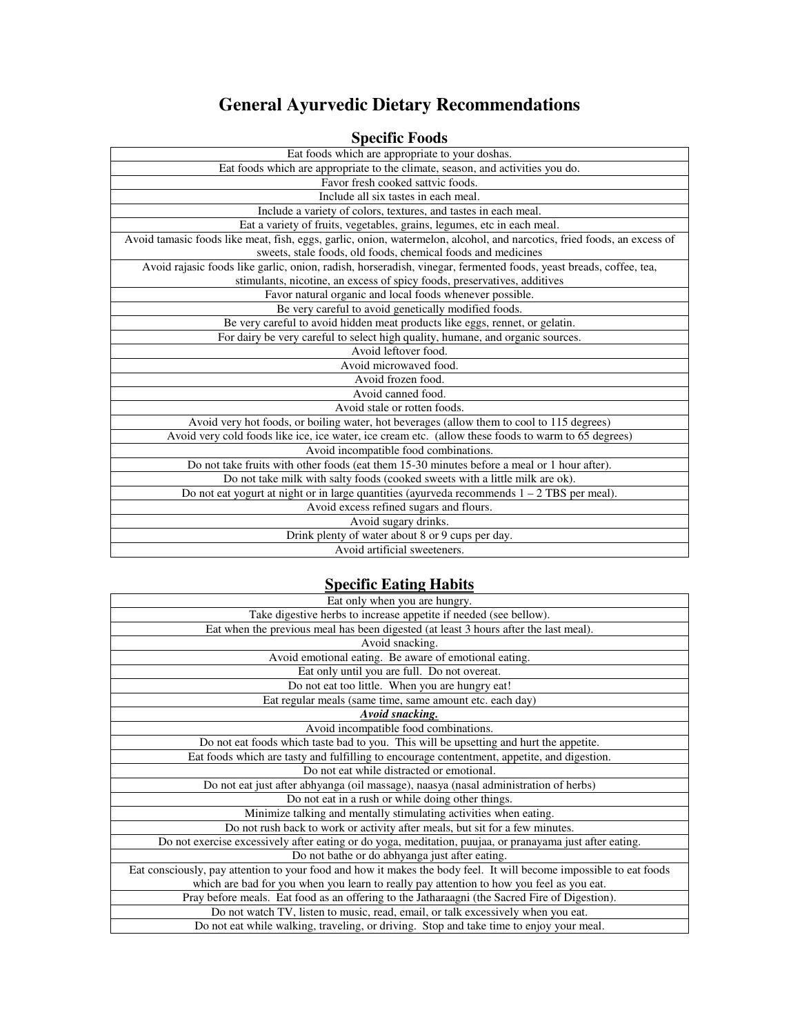# General Ayurvedic Dietary Recommendations

## Specific Foods

| Eat foods which are appropriate to your doshas. |
|---|
| Eat foods which are appropriate to the climate, season, and activities you do. |
| Favor fresh cooked sattvic foods. |
| Include all six tastes in each meal. |
| Include a variety of colors, textures, and tastes in each meal. |
| Eat a variety of fruits, vegetables, grains, legumes, etc in each meal. |
| Avoid tamasic foods like meat, fish, eggs, garlic, onion, watermelon, alcohol, and narcotics, fried foods, an excess of sweets, stale foods, old foods, chemical foods and medicines |
| Avoid rajasic foods like garlic, onion, radish, horseradish, vinegar, fermented foods, yeast breads, coffee, tea, stimulants, nicotine, an excess of spicy foods, preservatives, additives |
| Favor natural organic and local foods whenever possible. |
| Be very careful to avoid genetically modified foods. |
| Be very careful to avoid hidden meat products like eggs, rennet, or gelatin. |
| For dairy be very careful to select high quality, humane, and organic sources. |
| Avoid leftover food. |
| Avoid microwaved food. |
| Avoid frozen food. |
| Avoid canned food. |
| Avoid stale or rotten foods. |
| Avoid very hot foods, or boiling water, hot beverages (allow them to cool to 115 degrees) |
| Avoid very cold foods like ice, ice water, ice cream etc. (allow these foods to warm to 65 degrees) |
| Avoid incompatible food combinations. |
| Do not take fruits with other foods (eat them 15-30 minutes before a meal or 1 hour after). |
| Do not take milk with salty foods (cooked sweets with a little milk are ok). |
| Do not eat yogurt at night or in large quantities (ayurveda recommends 1 – 2 TBS per meal). |
| Avoid excess refined sugars and flours. |
| Avoid sugary drinks. |
| Drink plenty of water about 8 or 9 cups per day. |
| Avoid artificial sweeteners. |

## Specific Eating Habits

| Eat only when you are hungry. |
|---|
| Take digestive herbs to increase appetite if needed (see bellow). |
| Eat when the previous meal has been digested (at least 3 hours after the last meal). |
| Avoid snacking. |
| Avoid emotional eating. Be aware of emotional eating. |
| Eat only until you are full. Do not overeat. |
| Do not eat too little. When you are hungry eat! |
| Eat regular meals (same time, same amount etc. each day) |
| ***Avoid snacking.*** |
| Avoid incompatible food combinations. |
| Do not eat foods which taste bad to you. This will be upsetting and hurt the appetite. |
| Eat foods which are tasty and fulfilling to encourage contentment, appetite, and digestion. |
| Do not eat while distracted or emotional. |
| Do not eat just after abhyanga (oil massage), naasya (nasal administration of herbs) |
| Do not eat in a rush or while doing other things. |
| Minimize talking and mentally stimulating activities when eating. |
| Do not rush back to work or activity after meals, but sit for a few minutes. |
| Do not exercise excessively after eating or do yoga, meditation, puujaa, or pranayama just after eating. |
| Do not bathe or do abhyanga just after eating. |
| Eat consciously, pay attention to your food and how it makes the body feel. It will become impossible to eat foods which are bad for you when you learn to really pay attention to how you feel as you eat. |
| Pray before meals. Eat food as an offering to the Jatharaagni (the Sacred Fire of Digestion). |
| Do not watch TV, listen to music, read, email, or talk excessively when you eat. |
| Do not eat while walking, traveling, or driving. Stop and take time to enjoy your meal. |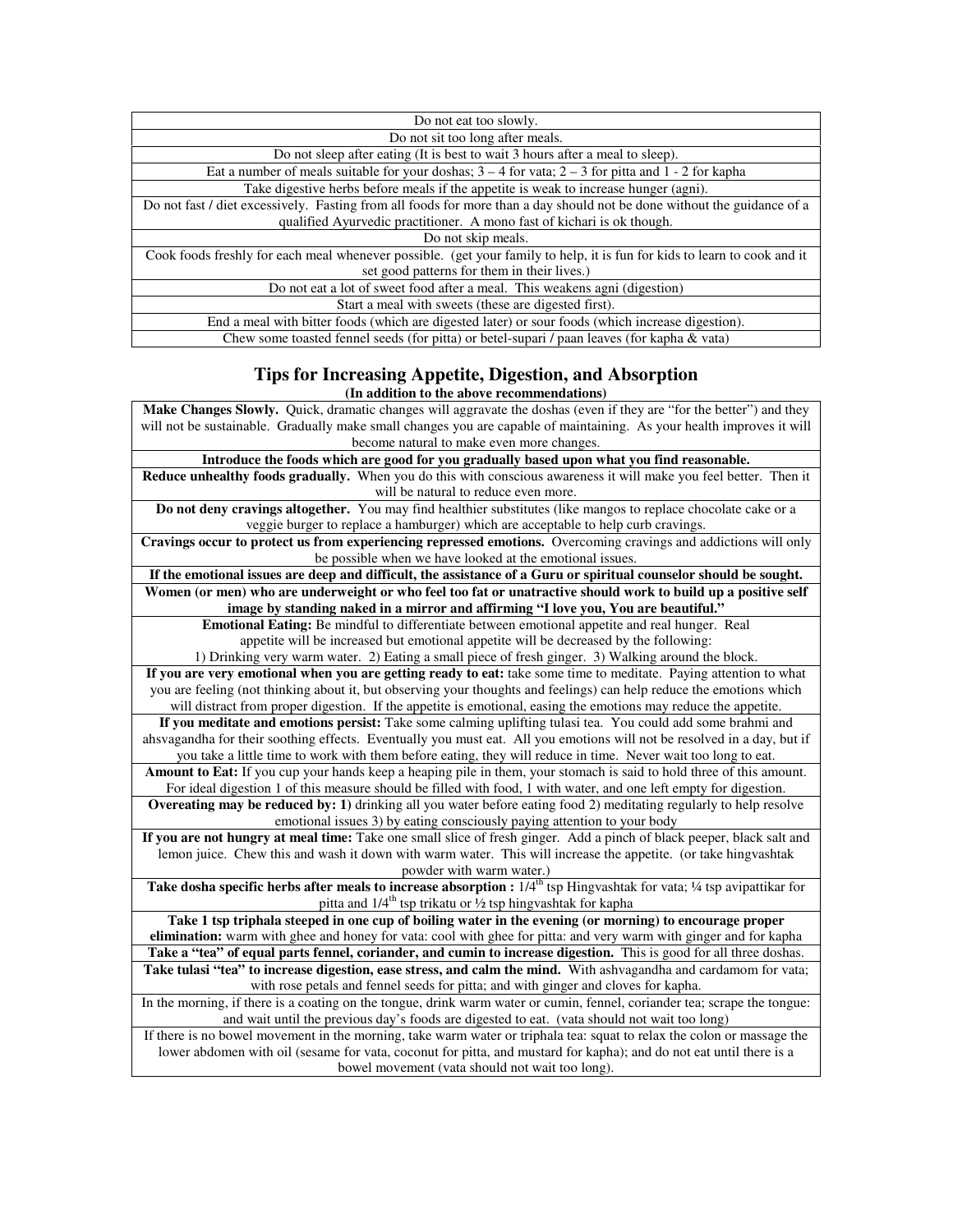| |
|---|
| Do not eat too slowly. |
| Do not sit too long after meals. |
| Do not sleep after eating (It is best to wait 3 hours after a meal to sleep). |
| Eat a number of meals suitable for your doshas; 3 – 4 for vata; 2 – 3 for pitta and 1 - 2 for kapha |
| Take digestive herbs before meals if the appetite is weak to increase hunger (agni). |
| Do not fast / diet excessively. Fasting from all foods for more than a day should not be done without the guidance of a qualified Ayurvedic practitioner. A mono fast of kichari is ok though. |
| Do not skip meals. |
| Cook foods freshly for each meal whenever possible. (get your family to help, it is fun for kids to learn to cook and it set good patterns for them in their lives.) |
| Do not eat a lot of sweet food after a meal. This weakens agni (digestion) |
| Start a meal with sweets (these are digested first). |
| End a meal with bitter foods (which are digested later) or sour foods (which increase digestion). |
| Chew some toasted fennel seeds (for pitta) or betel-supari / paan leaves (for kapha & vata) |

## Tips for Increasing Appetite, Digestion, and Absorption

**(In addition to the above recommendations)**

| |
|---|
| **Make Changes Slowly.** Quick, dramatic changes will aggravate the doshas (even if they are "for the better") and they will not be sustainable. Gradually make small changes you are capable of maintaining. As your health improves it will become natural to make even more changes. |
| **Introduce the foods which are good for you gradually based upon what you find reasonable.** |
| **Reduce unhealthy foods gradually.** When you do this with conscious awareness it will make you feel better. Then it will be natural to reduce even more. |
| **Do not deny cravings altogether.** You may find healthier substitutes (like mangos to replace chocolate cake or a veggie burger to replace a hamburger) which are acceptable to help curb cravings. |
| **Cravings occur to protect us from experiencing repressed emotions.** Overcoming cravings and addictions will only be possible when we have looked at the emotional issues. |
| **If the emotional issues are deep and difficult, the assistance of a Guru or spiritual counselor should be sought.** |
| **Women (or men) who are underweight or who feel too fat or unatractive should work to build up a positive self image by standing naked in a mirror and affirming "I love you, You are beautiful."** |
| **Emotional Eating:** Be mindful to differentiate between emotional appetite and real hunger. Real appetite will be increased but emotional appetite will be decreased by the following: 1) Drinking very warm water. 2) Eating a small piece of fresh ginger. 3) Walking around the block. |
| **If you are very emotional when you are getting ready to eat:** take some time to meditate. Paying attention to what you are feeling (not thinking about it, but observing your thoughts and feelings) can help reduce the emotions which will distract from proper digestion. If the appetite is emotional, easing the emotions may reduce the appetite. |
| **If you meditate and emotions persist:** Take some calming uplifting tulasi tea. You could add some brahmi and ahsvagandha for their soothing effects. Eventually you must eat. All you emotions will not be resolved in a day, but if you take a little time to work with them before eating, they will reduce in time. Never wait too long to eat. |
| **Amount to Eat:** If you cup your hands keep a heaping pile in them, your stomach is said to hold three of this amount. For ideal digestion 1 of this measure should be filled with food, 1 with water, and one left empty for digestion. |
| **Overeating may be reduced by: 1)** drinking all you water before eating food 2) meditating regularly to help resolve emotional issues 3) by eating consciously paying attention to your body |
| **If you are not hungry at meal time:** Take one small slice of fresh ginger. Add a pinch of black peper, black salt and lemon juice. Chew this and wash it down with warm water. This will increase the appetite. (or take hingvashtak powder with warm water.) |
| **Take dosha specific herbs after meals to increase absorption :** 1/4th tsp Hingvashtak for vata; ¼ tsp avipattikar for pitta and 1/4th tsp trikatu or ½ tsp hingvashtak for kapha |
| **Take 1 tsp triphala steeped in one cup of boiling water in the evening (or morning) to encourage proper elimination:** warm with ghee and honey for vata: cool with ghee for pitta: and very warm with ginger and for kapha |
| **Take a "tea" of equal parts fennel, coriander, and cumin to increase digestion.** This is good for all three doshas. |
| **Take tulasi "tea" to increase digestion, ease stress, and calm the mind.** With ashvagandha and cardamom for vata; with rose petals and fennel seeds for pitta; and with ginger and cloves for kapha. |
| In the morning, if there is a coating on the tongue, drink warm water or cumin, fennel, coriander tea; scrape the tongue: and wait until the previous day's foods are digested to eat. (vata should not wait too long) |
| If there is no bowel movement in the morning, take warm water or triphala tea: squat to relax the colon or massage the lower abdomen with oil (sesame for vata, coconut for pitta, and mustard for kapha); and do not eat until there is a bowel movement (vata should not wait too long). |